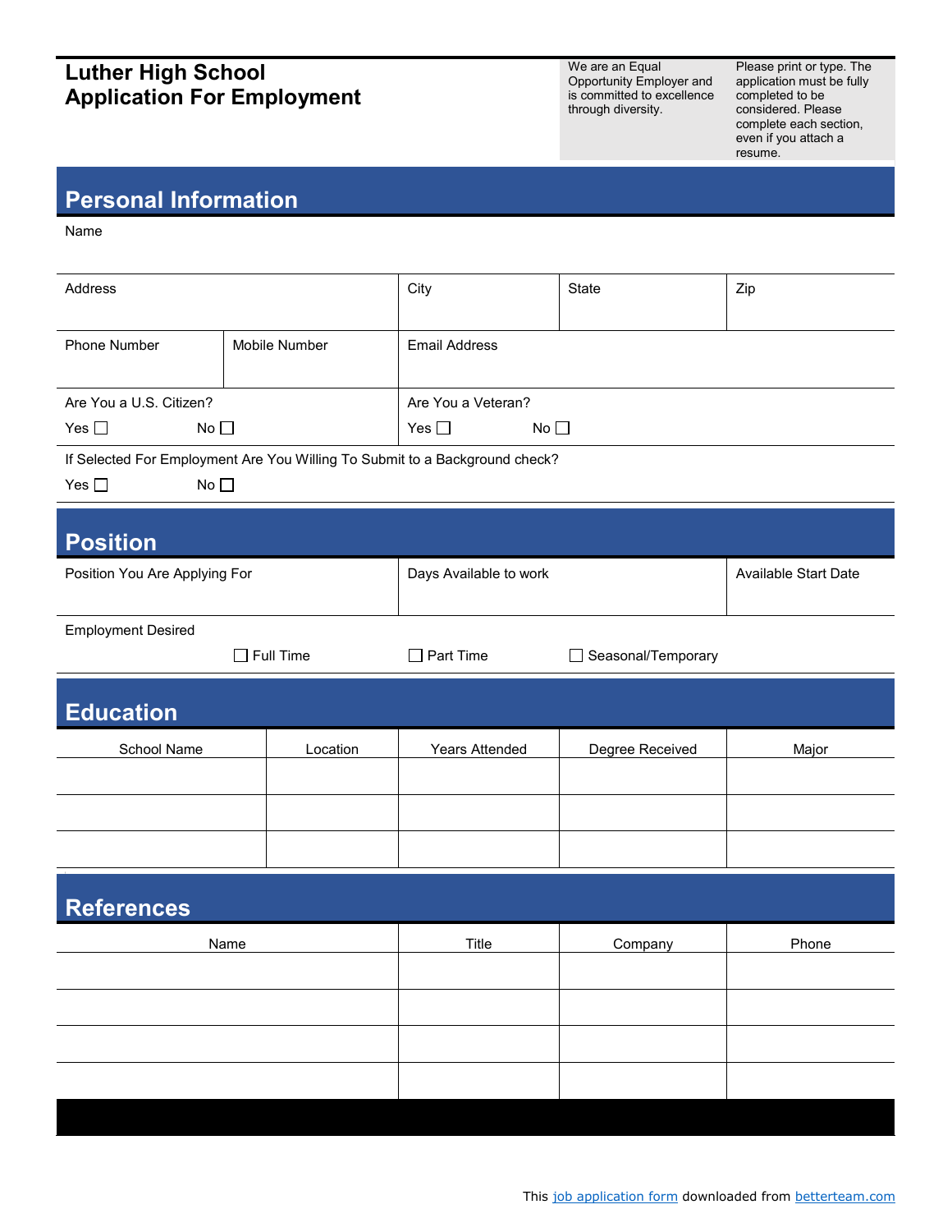# Luther High School
# Application For Employment

We are an Equal Opportunity Employer and is committed to excellence through diversity.

Please print or type. The application must be fully completed to be considered. Please complete each section, even if you attach a resume.

## Personal Information

Name

| Address | City | State | Zip |
|---|---|---|---|
| | | | |

| Phone Number | Mobile Number | Email Address |
|---|---|---|
| | | |

Are You a U.S. Citizen?
Yes ☐ No ☐

Are You a Veteran?
Yes ☐ No ☐

If Selected For Employment Are You Willing To Submit to a Background check?
Yes ☐ No ☐

## Position

| Position You Are Applying For | Days Available to work | Available Start Date |
|---|---|---|
| | | |

Employment Desired

☐ Full Time ☐ Part Time ☐ Seasonal/Temporary

## Education

| School Name | Location | Years Attended | Degree Received | Major |
|---|---|---|---|---|
| | | | | |
| | | | | |
| | | | | |

## References

| Name | Title | Company | Phone |
|---|---|---|---|
| | | | |
| | | | |
| | | | |
| | | | |

This job application form downloaded from betterteam.com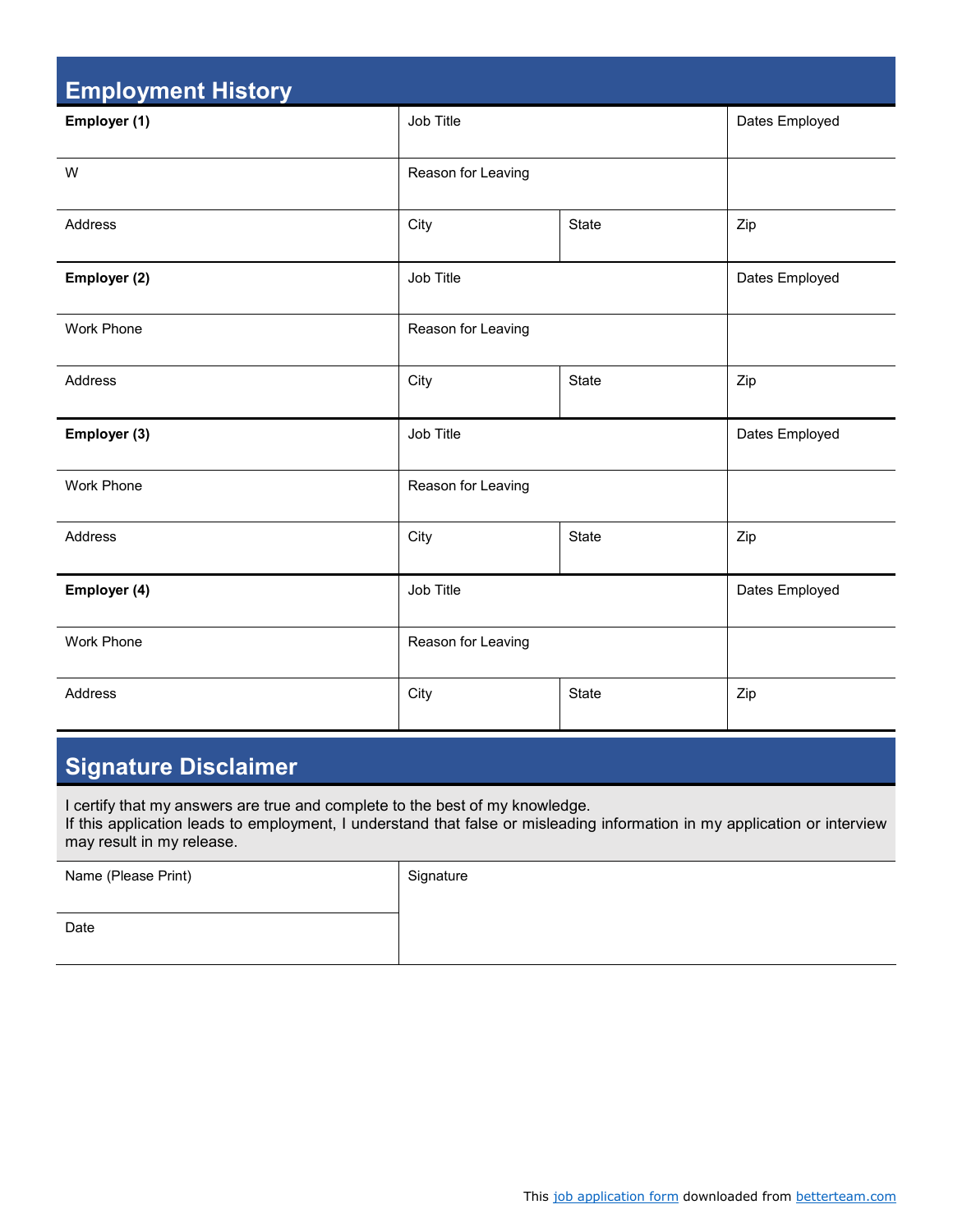## Employment History

| | | | |
|---|---|---|---|
| **Employer (1)** | Job Title | | Dates Employed |
| W | Reason for Leaving | | |
| Address | City | State | Zip |
| **Employer (2)** | Job Title | | Dates Employed |
| Work Phone | Reason for Leaving | | |
| Address | City | State | Zip |
| **Employer (3)** | Job Title | | Dates Employed |
| Work Phone | Reason for Leaving | | |
| Address | City | State | Zip |
| **Employer (4)** | Job Title | | Dates Employed |
| Work Phone | Reason for Leaving | | |
| Address | City | State | Zip |

## Signature Disclaimer

I certify that my answers are true and complete to the best of my knowledge.
If this application leads to employment, I understand that false or misleading information in my application or interview may result in my release.

| | |
|---|---|
| Name (Please Print) | Signature |
| Date | |

This job application form downloaded from betterteam.com